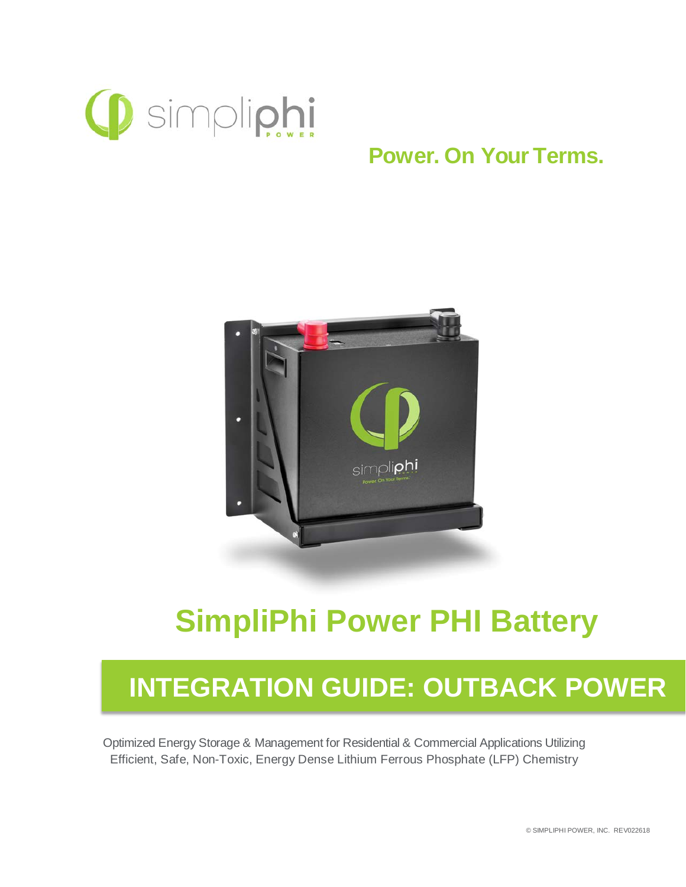simpliphi POWER

**Power. On Your Terms.**

# SimpliPhi Power PHI Battery

## INTEGRATION GUIDE: OUTBACK POWER

Optimized Energy Storage & Management for Residential & Commercial Applications Utilizing Efficient, Safe, Non-Toxic, Energy Dense Lithium Ferrous Phosphate (LFP) Chemistry

© SIMPLIPHI POWER, INC. REV022618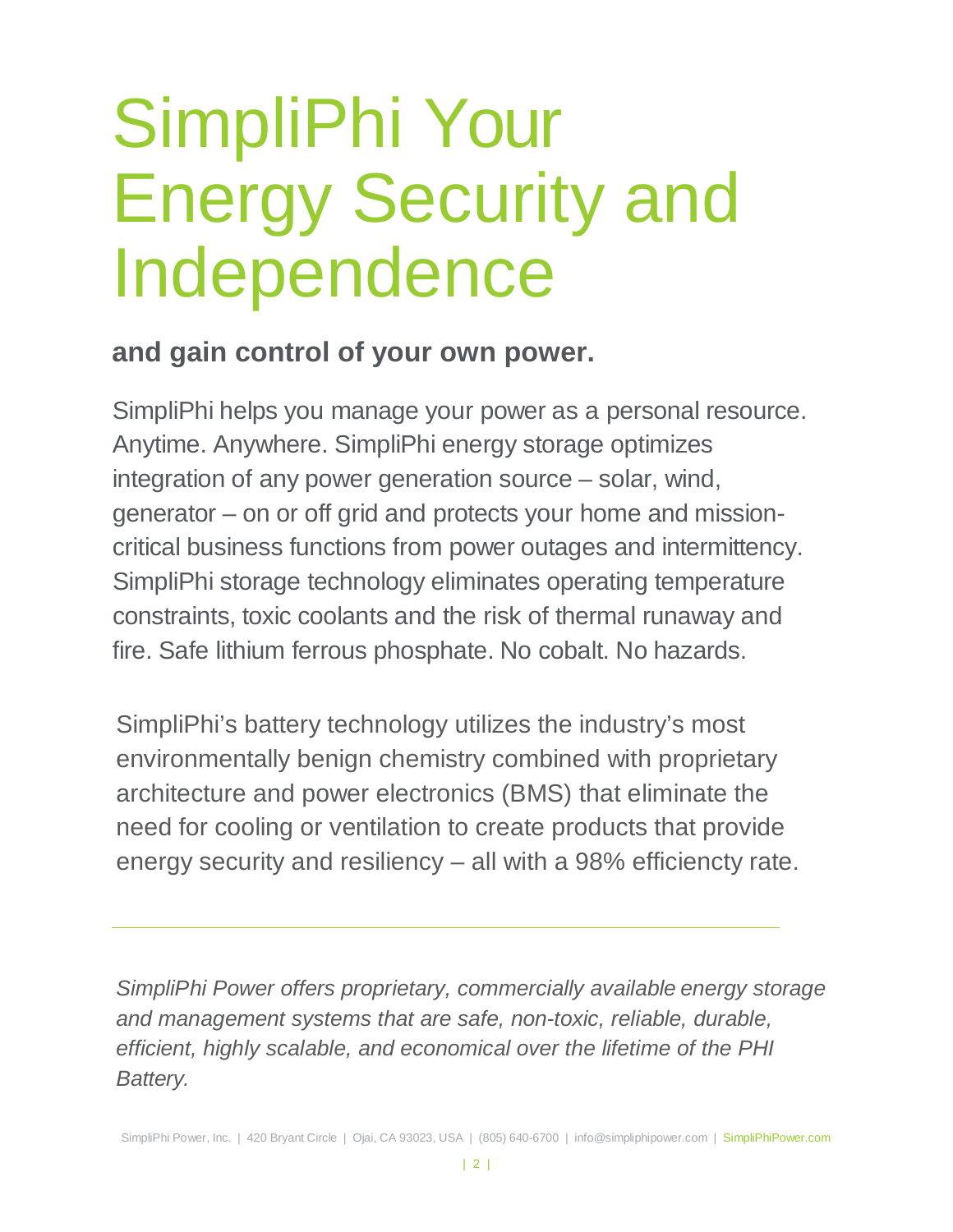# SimpliPhi Your Energy Security and Independence

**and gain control of your own power.**

SimpliPhi helps you manage your power as a personal resource. Anytime. Anywhere. SimpliPhi energy storage optimizes integration of any power generation source – solar, wind, generator – on or off grid and protects your home and mission-critical business functions from power outages and intermittency. SimpliPhi storage technology eliminates operating temperature constraints, toxic coolants and the risk of thermal runaway and fire. Safe lithium ferrous phosphate. No cobalt. No hazards.

SimpliPhi's battery technology utilizes the industry's most environmentally benign chemistry combined with proprietary architecture and power electronics (BMS) that eliminate the need for cooling or ventilation to create products that provide energy security and resiliency – all with a 98% efficiencty rate.

---

*SimpliPhi Power offers proprietary, commercially available energy storage and management systems that are safe, non-toxic, reliable, durable, efficient, highly scalable, and economical over the lifetime of the PHI Battery.*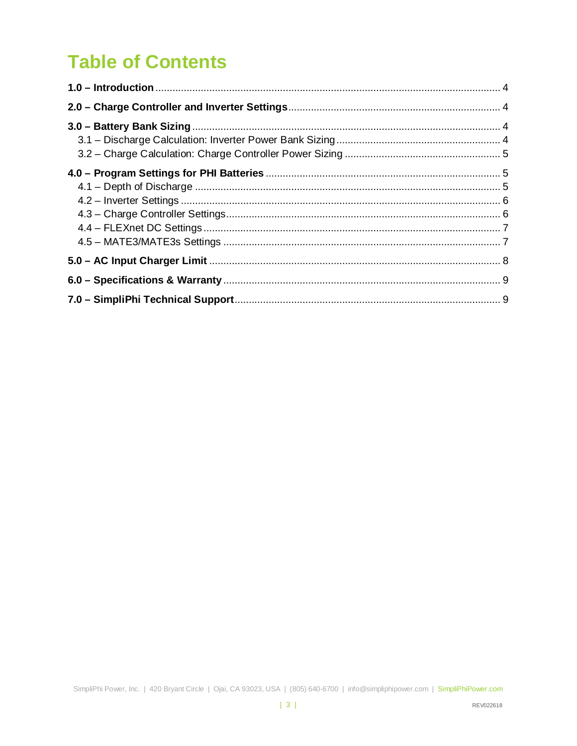# Table of Contents

**1.0 – Introduction** .......... 4

**2.0 – Charge Controller and Inverter Settings** .......... 4

**3.0 – Battery Bank Sizing** .......... 4

- 3.1 – Discharge Calculation: Inverter Power Bank Sizing .......... 4
- 3.2 – Charge Calculation: Charge Controller Power Sizing .......... 5

**4.0 – Program Settings for PHI Batteries** .......... 5

- 4.1 – Depth of Discharge .......... 5
- 4.2 – Inverter Settings .......... 6
- 4.3 – Charge Controller Settings .......... 6
- 4.4 – FLEXnet DC Settings .......... 7
- 4.5 – MATE3/MATE3s Settings .......... 7

**5.0 – AC Input Charger Limit** .......... 8

**6.0 – Specifications & Warranty** .......... 9

**7.0 – SimpliPhi Technical Support** .......... 9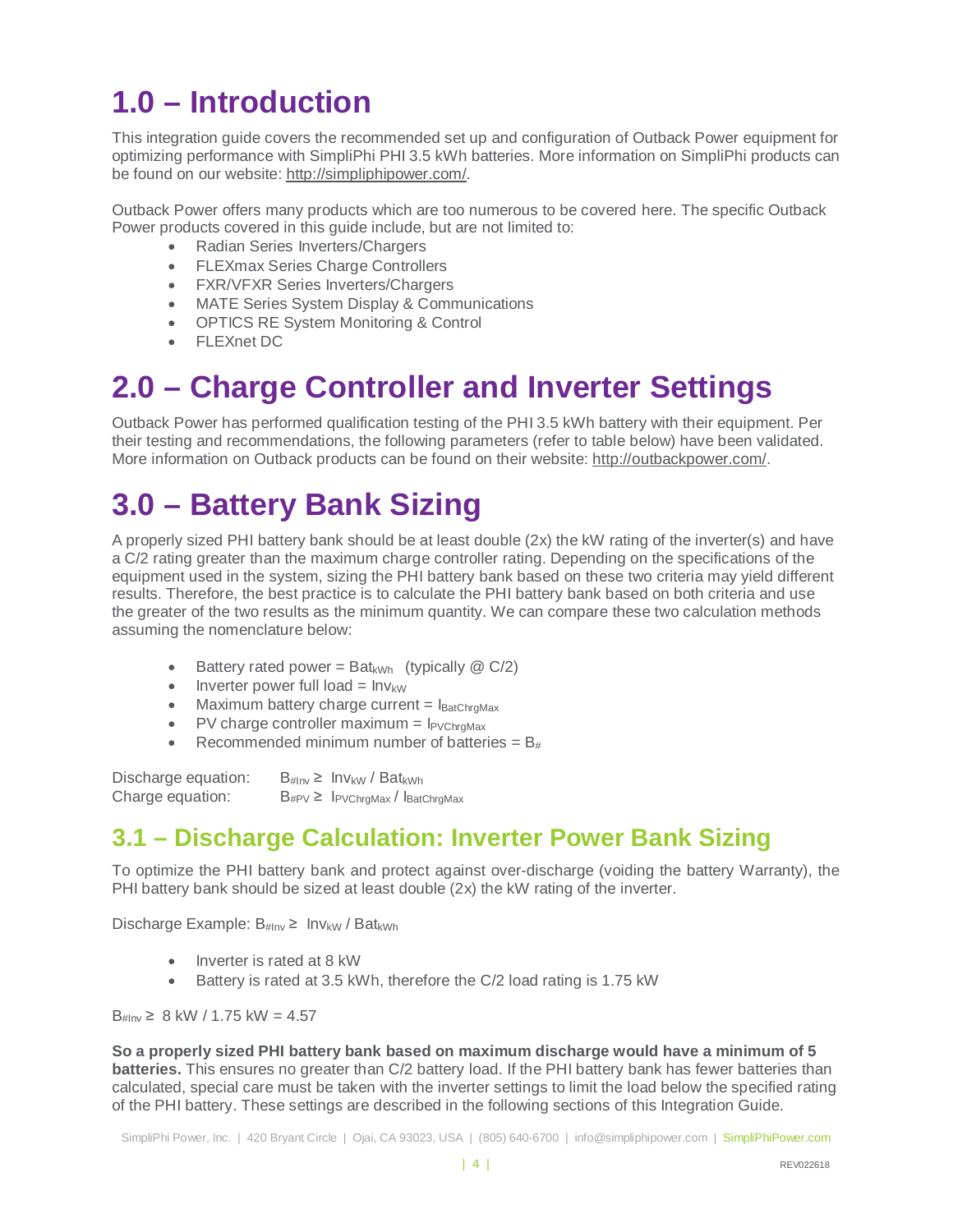# 1.0 – Introduction

This integration guide covers the recommended set up and configuration of Outback Power equipment for optimizing performance with SimpliPhi PHI 3.5 kWh batteries. More information on SimpliPhi products can be found on our website: http://simpliphipower.com/.

Outback Power offers many products which are too numerous to be covered here. The specific Outback Power products covered in this guide include, but are not limited to:

- Radian Series Inverters/Chargers
- FLEXmax Series Charge Controllers
- FXR/VFXR Series Inverters/Chargers
- MATE Series System Display & Communications
- OPTICS RE System Monitoring & Control
- FLEXnet DC

# 2.0 – Charge Controller and Inverter Settings

Outback Power has performed qualification testing of the PHI 3.5 kWh battery with their equipment. Per their testing and recommendations, the following parameters (refer to table below) have been validated. More information on Outback products can be found on their website: http://outbackpower.com/.

# 3.0 – Battery Bank Sizing

A properly sized PHI battery bank should be at least double (2x) the kW rating of the inverter(s) and have a C/2 rating greater than the maximum charge controller rating. Depending on the specifications of the equipment used in the system, sizing the PHI battery bank based on these two criteria may yield different results. Therefore, the best practice is to calculate the PHI battery bank based on both criteria and use the greater of the two results as the minimum quantity. We can compare these two calculation methods assuming the nomenclature below:

- Battery rated power = $Bat_{kWh}$ (typically @ C/2)
- Inverter power full load = $Inv_{kW}$
- Maximum battery charge current = $I_{BatChrgMax}$
- PV charge controller maximum = $I_{PVChrgMax}$
- Recommended minimum number of batteries = $B_{\#}$

Discharge equation: $B_{\#Inv} \geq Inv_{kW} / Bat_{kWh}$

Charge equation: $B_{\#PV} \geq I_{PVChrgMax} / I_{BatChrgMax}$

## 3.1 – Discharge Calculation: Inverter Power Bank Sizing

To optimize the PHI battery bank and protect against over-discharge (voiding the battery Warranty), the PHI battery bank should be sized at least double (2x) the kW rating of the inverter.

Discharge Example: $B_{\#Inv} \geq Inv_{kW} / Bat_{kWh}$

- Inverter is rated at 8 kW
- Battery is rated at 3.5 kWh, therefore the C/2 load rating is 1.75 kW

$B_{\#Inv} \geq$ 8 kW / 1.75 kW = 4.57

**So a properly sized PHI battery bank based on maximum discharge would have a minimum of 5 batteries.** This ensures no greater than C/2 battery load. If the PHI battery bank has fewer batteries than calculated, special care must be taken with the inverter settings to limit the load below the specified rating of the PHI battery. These settings are described in the following sections of this Integration Guide.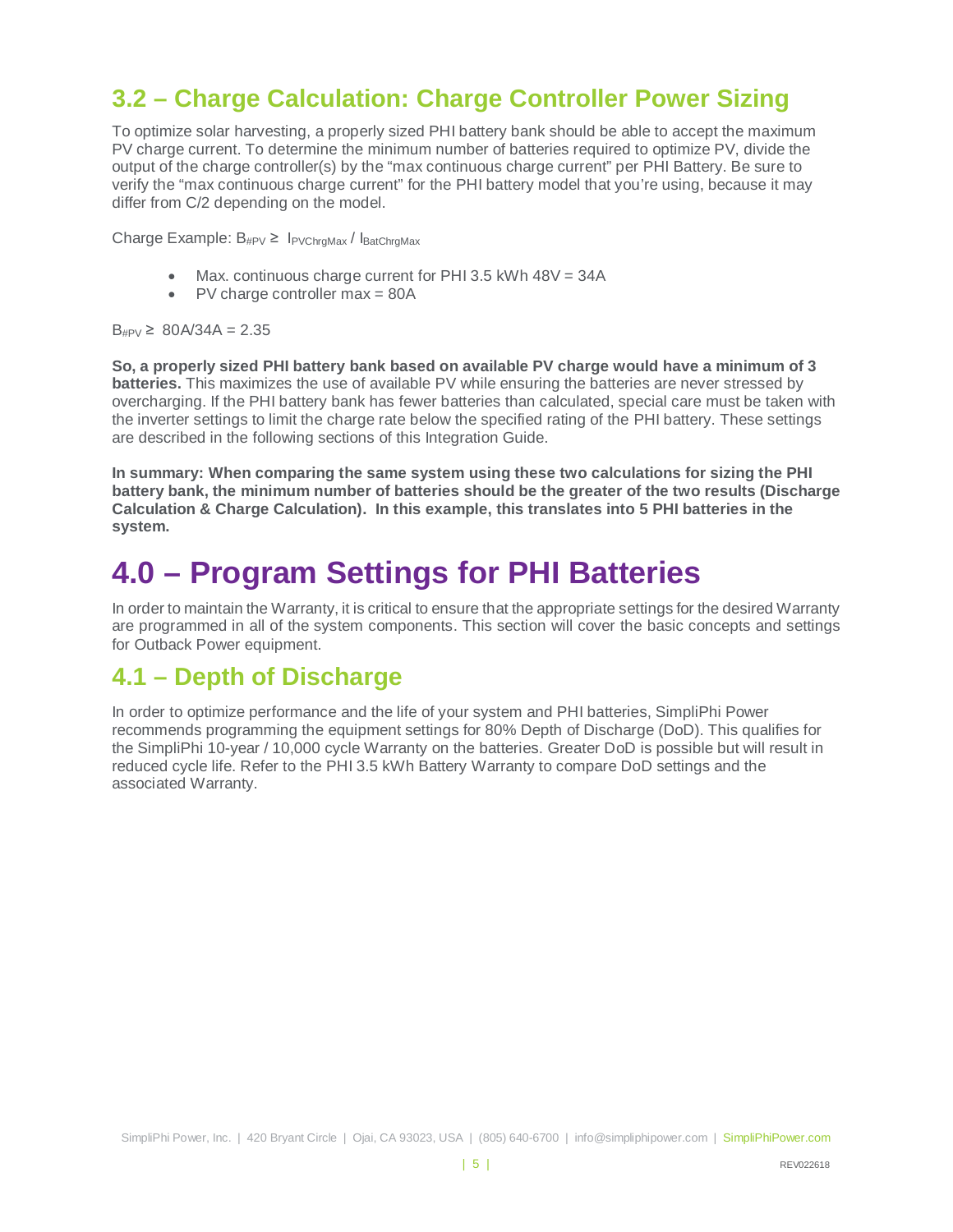## 3.2 – Charge Calculation: Charge Controller Power Sizing

To optimize solar harvesting, a properly sized PHI battery bank should be able to accept the maximum PV charge current. To determine the minimum number of batteries required to optimize PV, divide the output of the charge controller(s) by the "max continuous charge current" per PHI Battery. Be sure to verify the "max continuous charge current" for the PHI battery model that you're using, because it may differ from C/2 depending on the model.

Charge Example: $B_{\#PV} \geq I_{PVChrgMax} / I_{BatChrgMax}$

- Max. continuous charge current for PHI 3.5 kWh 48V = 34A
- PV charge controller max = 80A

$B_{\#PV} \geq$ 80A/34A = 2.35

**So, a properly sized PHI battery bank based on available PV charge would have a minimum of 3 batteries.** This maximizes the use of available PV while ensuring the batteries are never stressed by overcharging. If the PHI battery bank has fewer batteries than calculated, special care must be taken with the inverter settings to limit the charge rate below the specified rating of the PHI battery. These settings are described in the following sections of this Integration Guide.

**In summary: When comparing the same system using these two calculations for sizing the PHI battery bank, the minimum number of batteries should be the greater of the two results (Discharge Calculation & Charge Calculation). In this example, this translates into 5 PHI batteries in the system.**

# 4.0 – Program Settings for PHI Batteries

In order to maintain the Warranty, it is critical to ensure that the appropriate settings for the desired Warranty are programmed in all of the system components. This section will cover the basic concepts and settings for Outback Power equipment.

## 4.1 – Depth of Discharge

In order to optimize performance and the life of your system and PHI batteries, SimpliPhi Power recommends programming the equipment settings for 80% Depth of Discharge (DoD). This qualifies for the SimpliPhi 10-year / 10,000 cycle Warranty on the batteries. Greater DoD is possible but will result in reduced cycle life. Refer to the PHI 3.5 kWh Battery Warranty to compare DoD settings and the associated Warranty.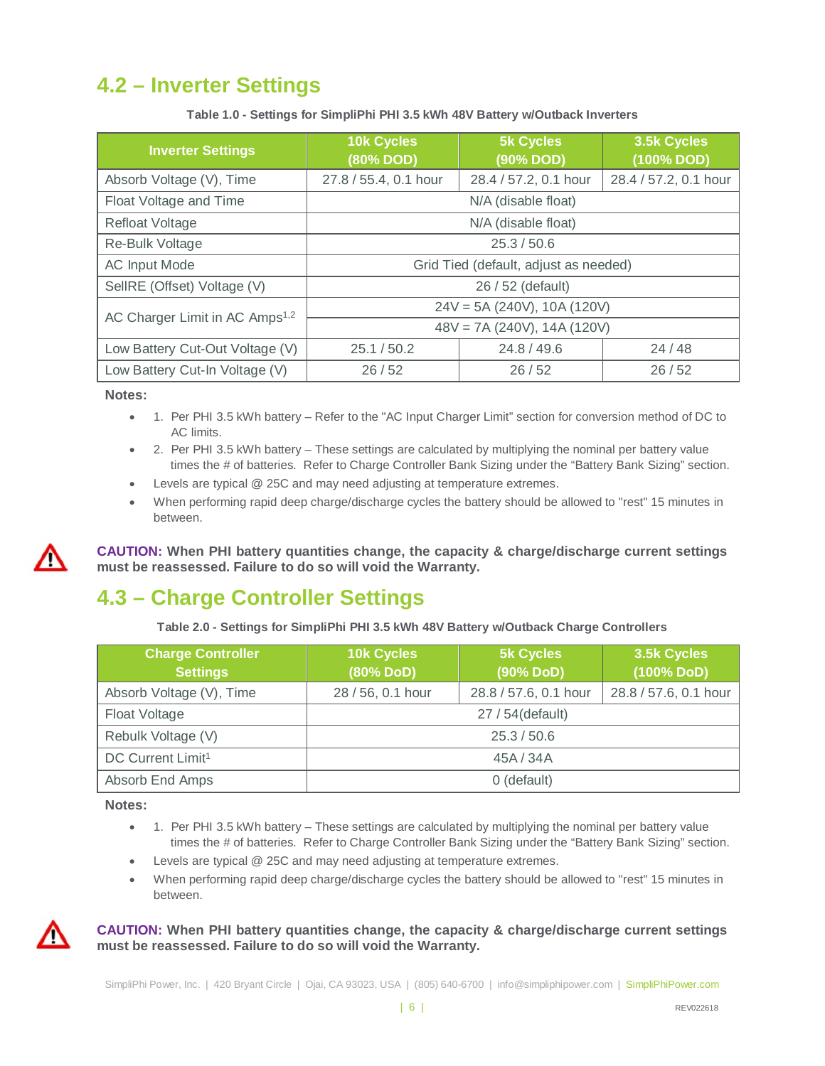## 4.2 – Inverter Settings

**Table 1.0 - Settings for SimpliPhi PHI 3.5 kWh 48V Battery w/Outback Inverters**

| Inverter Settings | 10k Cycles (80% DOD) | 5k Cycles (90% DOD) | 3.5k Cycles (100% DOD) |
|---|---|---|---|
| Absorb Voltage (V), Time | 27.8 / 55.4, 0.1 hour | 28.4 / 57.2, 0.1 hour | 28.4 / 57.2, 0.1 hour |
| Float Voltage and Time | N/A (disable float) | | |
| Refloat Voltage | N/A (disable float) | | |
| Re-Bulk Voltage | 25.3 / 50.6 | | |
| AC Input Mode | Grid Tied (default, adjust as needed) | | |
| SellRE (Offset) Voltage (V) | 26 / 52 (default) | | |
| AC Charger Limit in AC Amps[1,2] | 24V = 5A (240V), 10A (120V) | | |
| | 48V = 7A (240V), 14A (120V) | | |
| Low Battery Cut-Out Voltage (V) | 25.1 / 50.2 | 24.8 / 49.6 | 24 / 48 |
| Low Battery Cut-In Voltage (V) | 26 / 52 | 26 / 52 | 26 / 52 |

**Notes:**

- 1. Per PHI 3.5 kWh battery – Refer to the "AC Input Charger Limit" section for conversion method of DC to AC limits.
- 2. Per PHI 3.5 kWh battery – These settings are calculated by multiplying the nominal per battery value times the # of batteries. Refer to Charge Controller Bank Sizing under the "Battery Bank Sizing" section.
- Levels are typical @ 25C and may need adjusting at temperature extremes.
- When performing rapid deep charge/discharge cycles the battery should be allowed to "rest" 15 minutes in between.

**CAUTION: When PHI battery quantities change, the capacity & charge/discharge current settings must be reassessed. Failure to do so will void the Warranty.**

## 4.3 – Charge Controller Settings

**Table 2.0 - Settings for SimpliPhi PHI 3.5 kWh 48V Battery w/Outback Charge Controllers**

| Charge Controller Settings | 10k Cycles (80% DoD) | 5k Cycles (90% DoD) | 3.5k Cycles (100% DoD) |
|---|---|---|---|
| Absorb Voltage (V), Time | 28 / 56, 0.1 hour | 28.8 / 57.6, 0.1 hour | 28.8 / 57.6, 0.1 hour |
| Float Voltage | 27 / 54(default) | | |
| Rebulk Voltage (V) | 25.3 / 50.6 | | |
| DC Current Limit[1] | 45A / 34A | | |
| Absorb End Amps | 0 (default) | | |

**Notes:**

- 1. Per PHI 3.5 kWh battery – These settings are calculated by multiplying the nominal per battery value times the # of batteries. Refer to Charge Controller Bank Sizing under the "Battery Bank Sizing" section.
- Levels are typical @ 25C and may need adjusting at temperature extremes.
- When performing rapid deep charge/discharge cycles the battery should be allowed to "rest" 15 minutes in between.

**CAUTION: When PHI battery quantities change, the capacity & charge/discharge current settings must be reassessed. Failure to do so will void the Warranty.**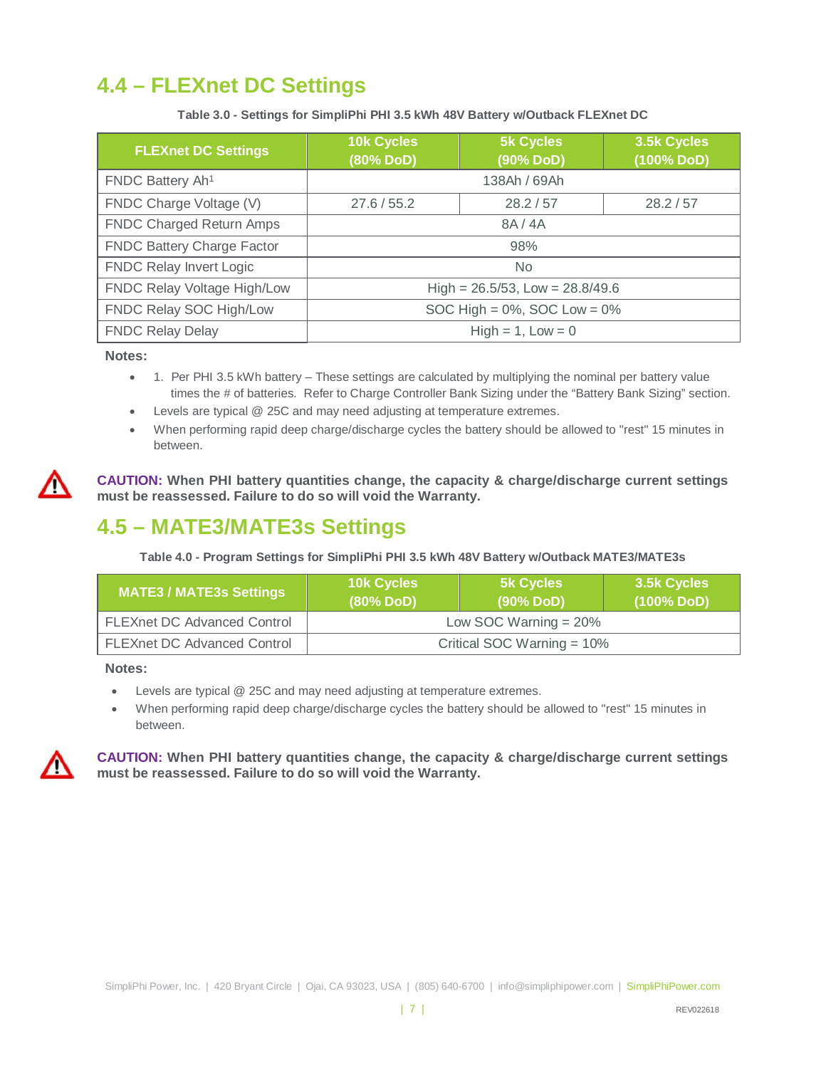## 4.4 – FLEXnet DC Settings

**Table 3.0 - Settings for SimpliPhi PHI 3.5 kWh 48V Battery w/Outback FLEXnet DC**

| FLEXnet DC Settings | 10k Cycles (80% DoD) | 5k Cycles (90% DoD) | 3.5k Cycles (100% DoD) |
|---|---|---|---|
| FNDC Battery Ah[1] | 138Ah / 69Ah | | |
| FNDC Charge Voltage (V) | 27.6 / 55.2 | 28.2 / 57 | 28.2 / 57 |
| FNDC Charged Return Amps | 8A / 4A | | |
| FNDC Battery Charge Factor | 98% | | |
| FNDC Relay Invert Logic | No | | |
| FNDC Relay Voltage High/Low | High = 26.5/53, Low = 28.8/49.6 | | |
| FNDC Relay SOC High/Low | SOC High = 0%, SOC Low = 0% | | |
| FNDC Relay Delay | High = 1, Low = 0 | | |

**Notes:**

- 1. Per PHI 3.5 kWh battery – These settings are calculated by multiplying the nominal per battery value times the # of batteries. Refer to Charge Controller Bank Sizing under the "Battery Bank Sizing" section.
- Levels are typical @ 25C and may need adjusting at temperature extremes.
- When performing rapid deep charge/discharge cycles the battery should be allowed to "rest" 15 minutes in between.

**CAUTION: When PHI battery quantities change, the capacity & charge/discharge current settings must be reassessed. Failure to do so will void the Warranty.**

## 4.5 – MATE3/MATE3s Settings

**Table 4.0 - Program Settings for SimpliPhi PHI 3.5 kWh 48V Battery w/Outback MATE3/MATE3s**

| MATE3 / MATE3s Settings | 10k Cycles (80% DoD) | 5k Cycles (90% DoD) | 3.5k Cycles (100% DoD) |
|---|---|---|---|
| FLEXnet DC Advanced Control | Low SOC Warning = 20% | | |
| FLEXnet DC Advanced Control | Critical SOC Warning = 10% | | |

**Notes:**

- Levels are typical @ 25C and may need adjusting at temperature extremes.
- When performing rapid deep charge/discharge cycles the battery should be allowed to "rest" 15 minutes in between.

**CAUTION: When PHI battery quantities change, the capacity & charge/discharge current settings must be reassessed. Failure to do so will void the Warranty.**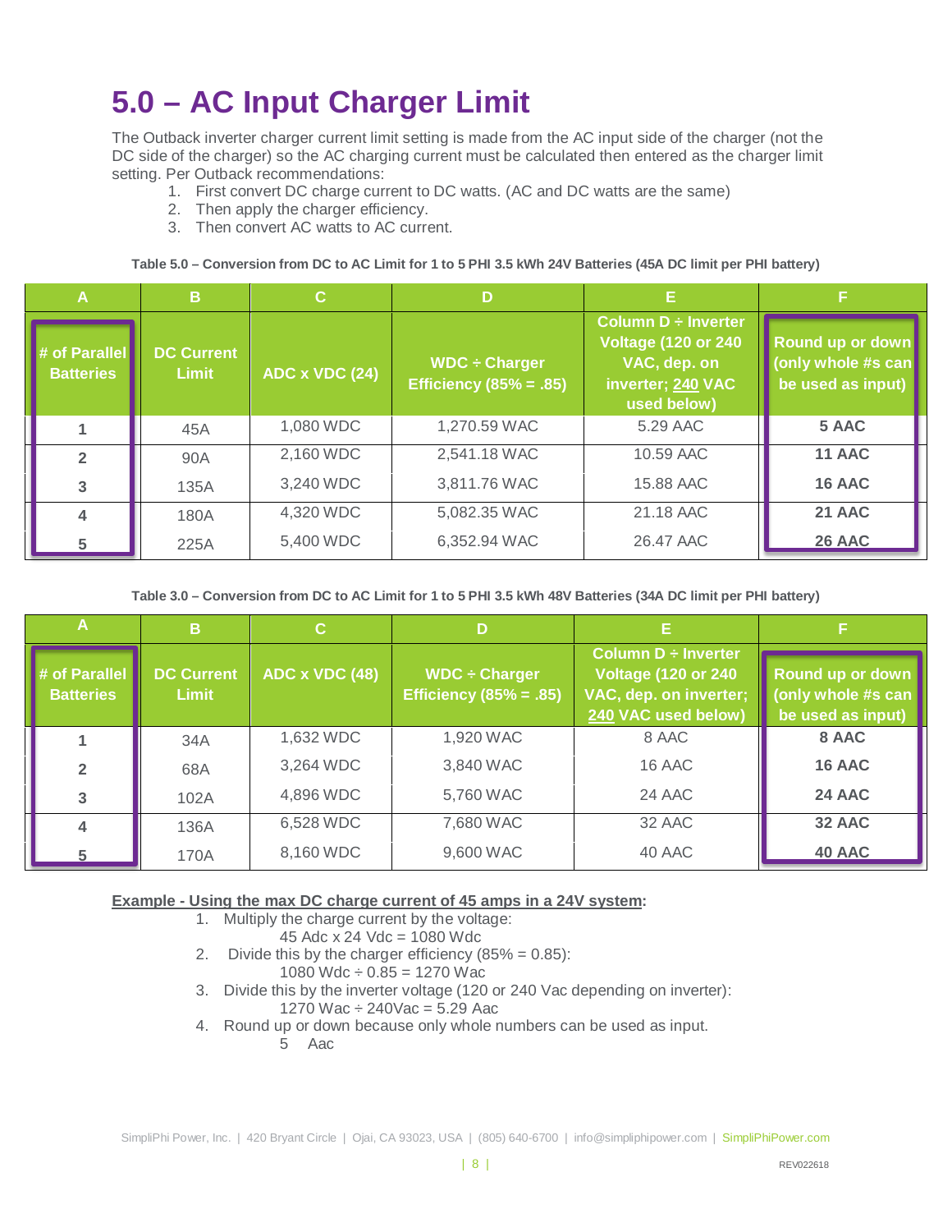# 5.0 – AC Input Charger Limit

The Outback inverter charger current limit setting is made from the AC input side of the charger (not the DC side of the charger) so the AC charging current must be calculated then entered as the charger limit setting. Per Outback recommendations:

1. First convert DC charge current to DC watts. (AC and DC watts are the same)
2. Then apply the charger efficiency.
3. Then convert AC watts to AC current.

**Table 5.0 – Conversion from DC to AC Limit for 1 to 5 PHI 3.5 kWh 24V Batteries (45A DC limit per PHI battery)**

| A | B | C | D | E | F |
|---|---|---|---|---|---|
| # of Parallel Batteries | DC Current Limit | ADC x VDC (24) | WDC ÷ Charger Efficiency (85% = .85) | Column D ÷ Inverter Voltage (120 or 240 VAC, dep. on inverter; 240 VAC used below) | Round up or down (only whole #s can be used as input) |
| 1 | 45A | 1,080 WDC | 1,270.59 WAC | 5.29 AAC | **5 AAC** |
| 2 | 90A | 2,160 WDC | 2,541.18 WAC | 10.59 AAC | **11 AAC** |
| 3 | 135A | 3,240 WDC | 3,811.76 WAC | 15.88 AAC | **16 AAC** |
| 4 | 180A | 4,320 WDC | 5,082.35 WAC | 21.18 AAC | **21 AAC** |
| 5 | 225A | 5,400 WDC | 6,352.94 WAC | 26.47 AAC | **26 AAC** |

**Table 3.0 – Conversion from DC to AC Limit for 1 to 5 PHI 3.5 kWh 48V Batteries (34A DC limit per PHI battery)**

| A | B | C | D | E | F |
|---|---|---|---|---|---|
| # of Parallel Batteries | DC Current Limit | ADC x VDC (48) | WDC ÷ Charger Efficiency (85% = .85) | Column D ÷ Inverter Voltage (120 or 240 VAC, dep. on inverter; 240 VAC used below) | Round up or down (only whole #s can be used as input) |
| 1 | 34A | 1,632 WDC | 1,920 WAC | 8 AAC | **8 AAC** |
| 2 | 68A | 3,264 WDC | 3,840 WAC | 16 AAC | **16 AAC** |
| 3 | 102A | 4,896 WDC | 5,760 WAC | 24 AAC | **24 AAC** |
| 4 | 136A | 6,528 WDC | 7,680 WAC | 32 AAC | **32 AAC** |
| 5 | 170A | 8,160 WDC | 9,600 WAC | 40 AAC | **40 AAC** |

**Example - Using the max DC charge current of 45 amps in a 24V system:**

1. Multiply the charge current by the voltage:
   45 Adc x 24 Vdc = 1080 Wdc
2. Divide this by the charger efficiency (85% = 0.85):
   1080 Wdc ÷ 0.85 = 1270 Wac
3. Divide this by the inverter voltage (120 or 240 Vac depending on inverter):
   1270 Wac ÷ 240Vac = 5.29 Aac
4. Round up or down because only whole numbers can be used as input.
   5 Aac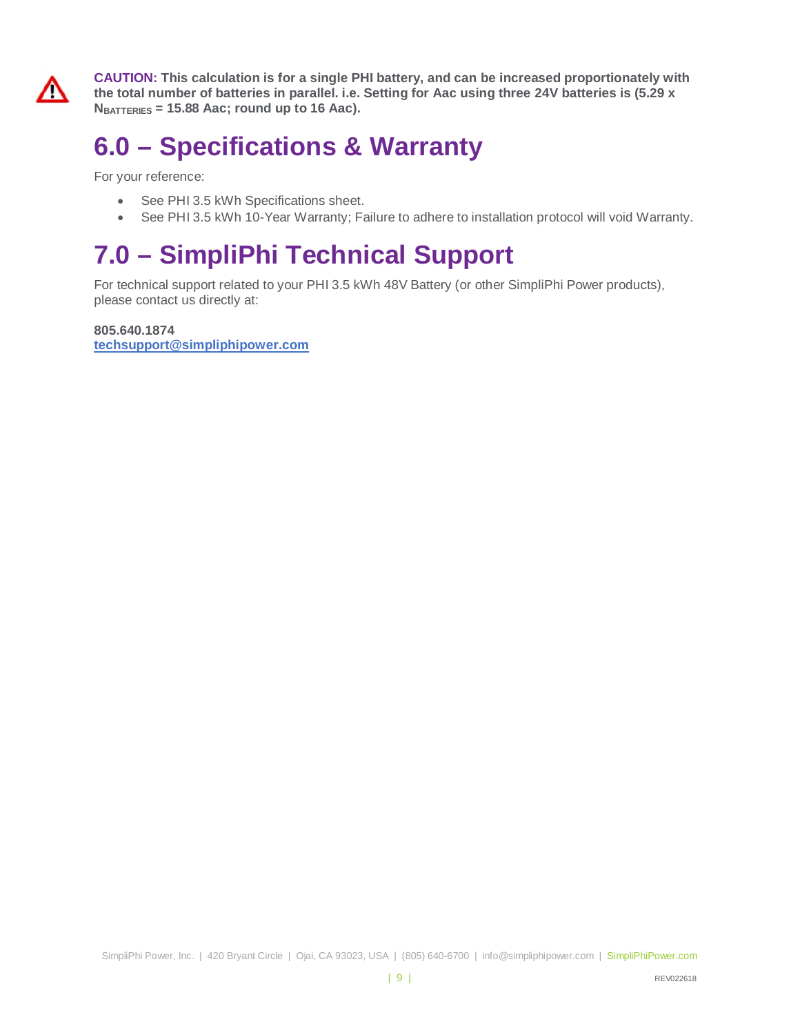**CAUTION: This calculation is for a single PHI battery, and can be increased proportionately with the total number of batteries in parallel. i.e. Setting for Aac using three 24V batteries is (5.29 x $N_{BATTERIES}$ = 15.88 Aac; round up to 16 Aac).**

# 6.0 – Specifications & Warranty

For your reference:

- See PHI 3.5 kWh Specifications sheet.
- See PHI 3.5 kWh 10-Year Warranty; Failure to adhere to installation protocol will void Warranty.

# 7.0 – SimpliPhi Technical Support

For technical support related to your PHI 3.5 kWh 48V Battery (or other SimpliPhi Power products), please contact us directly at:

**805.640.1874**
**techsupport@simpliphipower.com**

SimpliPhi Power, Inc. | 420 Bryant Circle | Ojai, CA 93023, USA | (805) 640-6700 | info@simpliphipower.com | SimpliPhiPower.com

REV022618